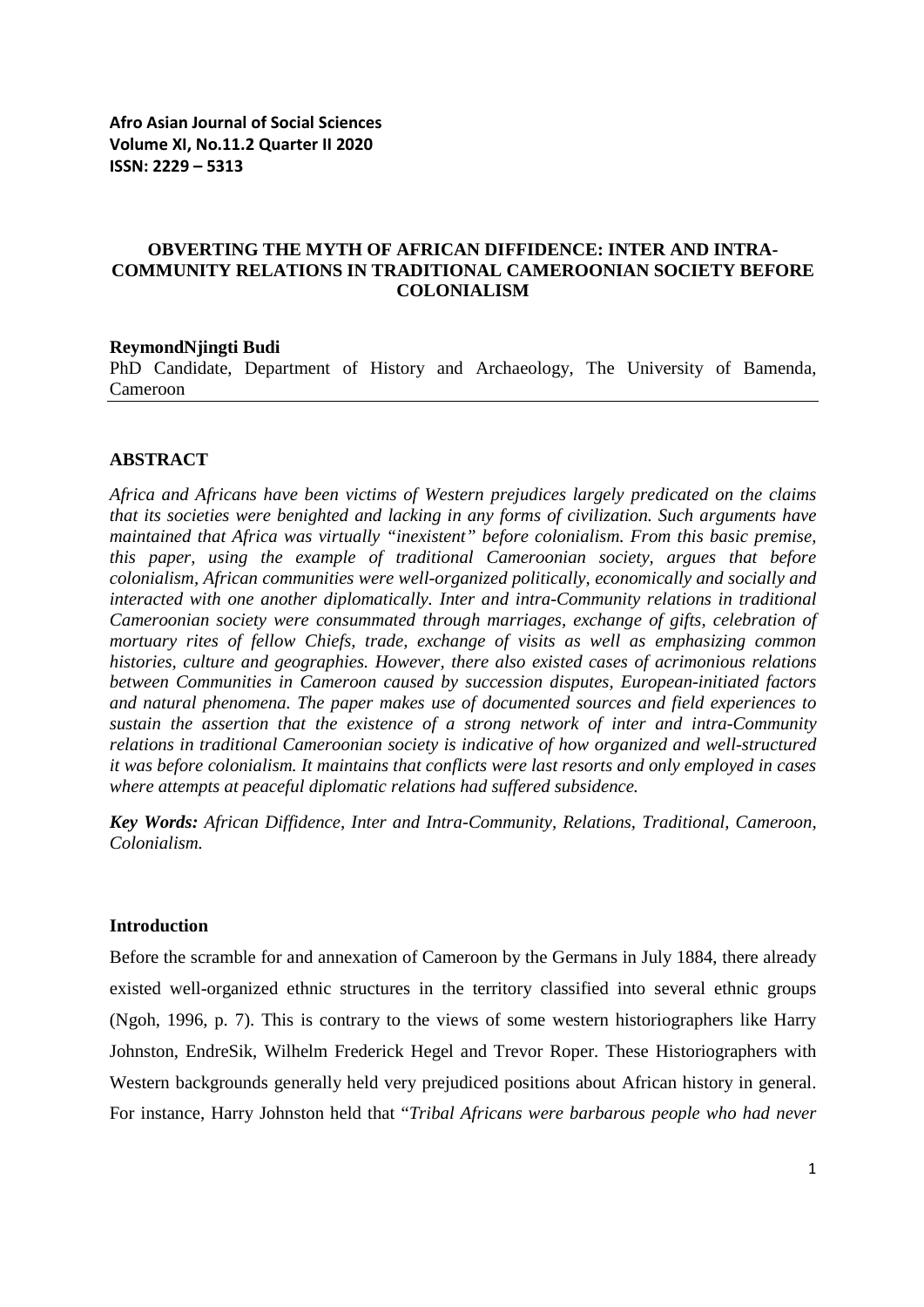**Afro Asian Journal of Social Sciences**
**Volume XI, No.11.2 Quarter II 2020**
**ISSN: 2229 – 5313**

# OBVERTING THE MYTH OF AFRICAN DIFFIDENCE: INTER AND INTRA-COMMUNITY RELATIONS IN TRADITIONAL CAMEROONIAN SOCIETY BEFORE COLONIALISM

**ReymondNjingti Budi**
PhD Candidate, Department of History and Archaeology, The University of Bamenda, Cameroon

## ABSTRACT

*Africa and Africans have been victims of Western prejudices largely predicated on the claims that its societies were benighted and lacking in any forms of civilization. Such arguments have maintained that Africa was virtually "inexistent" before colonialism. From this basic premise, this paper, using the example of traditional Cameroonian society, argues that before colonialism, African communities were well-organized politically, economically and socially and interacted with one another diplomatically. Inter and intra-Community relations in traditional Cameroonian society were consummated through marriages, exchange of gifts, celebration of mortuary rites of fellow Chiefs, trade, exchange of visits as well as emphasizing common histories, culture and geographies. However, there also existed cases of acrimonious relations between Communities in Cameroon caused by succession disputes, European-initiated factors and natural phenomena. The paper makes use of documented sources and field experiences to sustain the assertion that the existence of a strong network of inter and intra-Community relations in traditional Cameroonian society is indicative of how organized and well-structured it was before colonialism. It maintains that conflicts were last resorts and only employed in cases where attempts at peaceful diplomatic relations had suffered subsidence.*

***Key Words:*** *African Diffidence, Inter and Intra-Community, Relations, Traditional, Cameroon, Colonialism.*

## Introduction

Before the scramble for and annexation of Cameroon by the Germans in July 1884, there already existed well-organized ethnic structures in the territory classified into several ethnic groups (Ngoh, 1996, p. 7). This is contrary to the views of some western historiographers like Harry Johnston, EndreSik, Wilhelm Frederick Hegel and Trevor Roper. These Historiographers with Western backgrounds generally held very prejudiced positions about African history in general. For instance, Harry Johnston held that "*Tribal Africans were barbarous people who had never*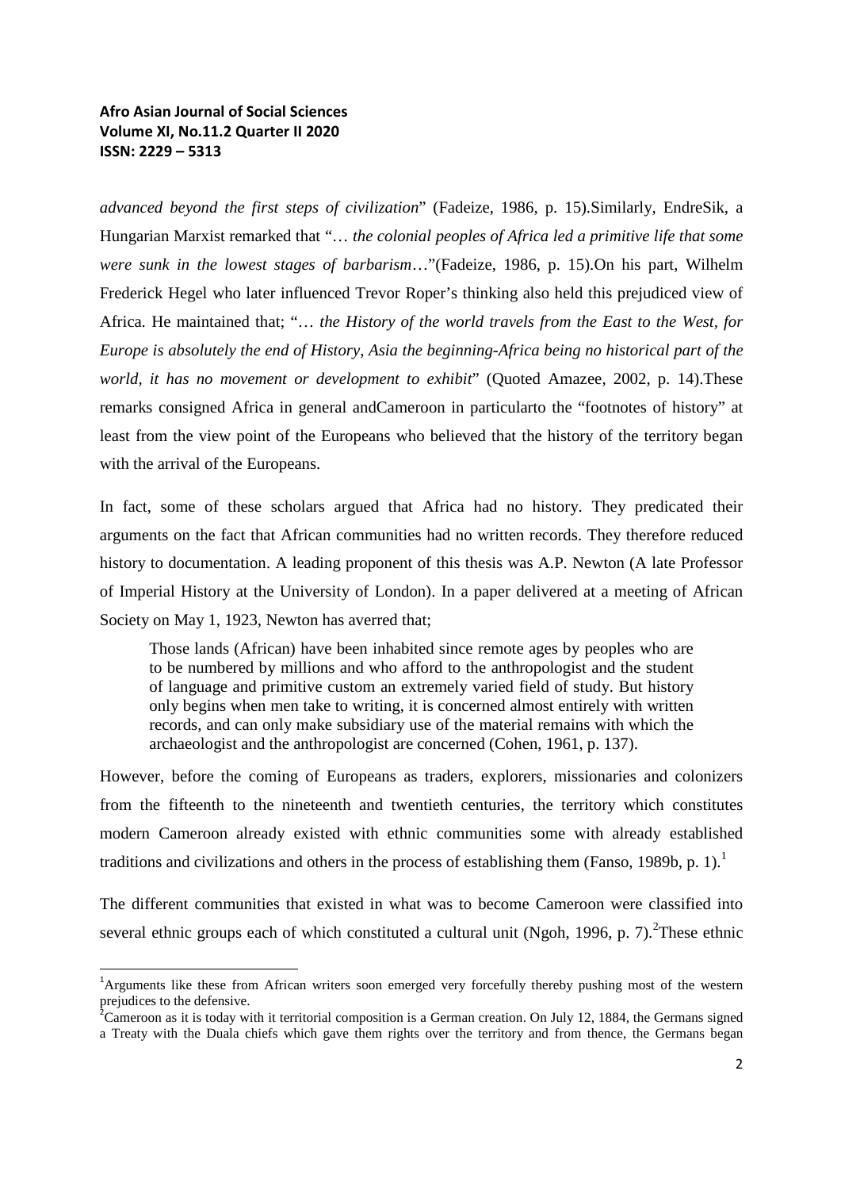*advanced beyond the first steps of civilization*" (Fadeize, 1986, p. 15).Similarly, EndreSik, a Hungarian Marxist remarked that "… *the colonial peoples of Africa led a primitive life that some were sunk in the lowest stages of barbarism*…"(Fadeize, 1986, p. 15).On his part, Wilhelm Frederick Hegel who later influenced Trevor Roper's thinking also held this prejudiced view of Africa. He maintained that; "… *the History of the world travels from the East to the West, for Europe is absolutely the end of History, Asia the beginning-Africa being no historical part of the world, it has no movement or development to exhibit*" (Quoted Amazee, 2002, p. 14).These remarks consigned Africa in general andCameroon in particularto the "footnotes of history" at least from the view point of the Europeans who believed that the history of the territory began with the arrival of the Europeans.

In fact, some of these scholars argued that Africa had no history. They predicated their arguments on the fact that African communities had no written records. They therefore reduced history to documentation. A leading proponent of this thesis was A.P. Newton (A late Professor of Imperial History at the University of London). In a paper delivered at a meeting of African Society on May 1, 1923, Newton has averred that;

> Those lands (African) have been inhabited since remote ages by peoples who are to be numbered by millions and who afford to the anthropologist and the student of language and primitive custom an extremely varied field of study. But history only begins when men take to writing, it is concerned almost entirely with written records, and can only make subsidiary use of the material remains with which the archaeologist and the anthropologist are concerned (Cohen, 1961, p. 137).

However, before the coming of Europeans as traders, explorers, missionaries and colonizers from the fifteenth to the nineteenth and twentieth centuries, the territory which constitutes modern Cameroon already existed with ethnic communities some with already established traditions and civilizations and others in the process of establishing them (Fanso, 1989b, p. 1).[1]

The different communities that existed in what was to become Cameroon were classified into several ethnic groups each of which constituted a cultural unit (Ngoh, 1996, p. 7).[2]These ethnic

---

[1]Arguments like these from African writers soon emerged very forcefully thereby pushing most of the western prejudices to the defensive.

[2]Cameroon as it is today with it territorial composition is a German creation. On July 12, 1884, the Germans signed a Treaty with the Duala chiefs which gave them rights over the territory and from thence, the Germans began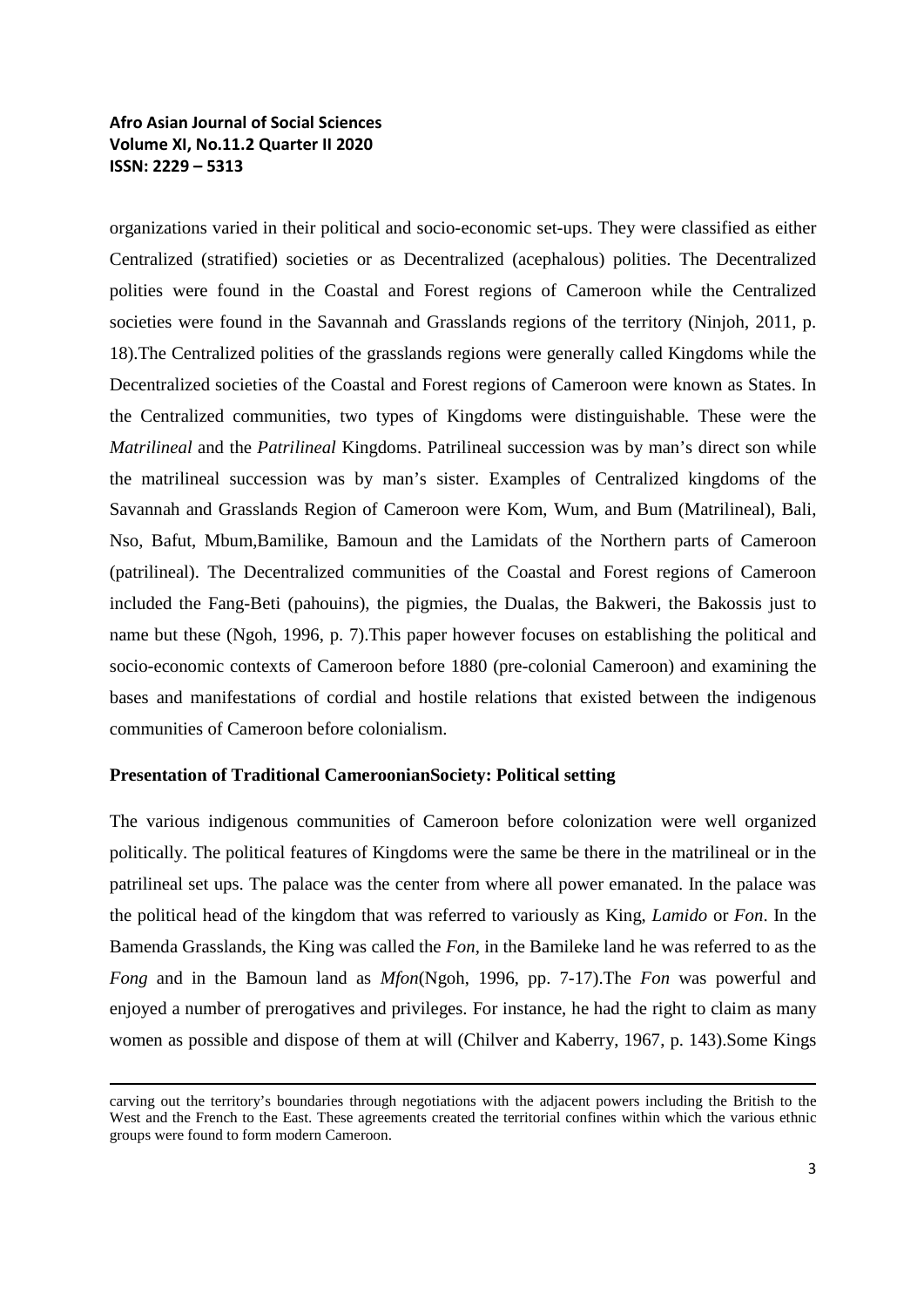organizations varied in their political and socio-economic set-ups. They were classified as either Centralized (stratified) societies or as Decentralized (acephalous) polities. The Decentralized polities were found in the Coastal and Forest regions of Cameroon while the Centralized societies were found in the Savannah and Grasslands regions of the territory (Ninjoh, 2011, p. 18).The Centralized polities of the grasslands regions were generally called Kingdoms while the Decentralized societies of the Coastal and Forest regions of Cameroon were known as States. In the Centralized communities, two types of Kingdoms were distinguishable. These were the *Matrilineal* and the *Patrilineal* Kingdoms. Patrilineal succession was by man's direct son while the matrilineal succession was by man's sister. Examples of Centralized kingdoms of the Savannah and Grasslands Region of Cameroon were Kom, Wum, and Bum (Matrilineal), Bali, Nso, Bafut, Mbum,Bamilike, Bamoun and the Lamidats of the Northern parts of Cameroon (patrilineal). The Decentralized communities of the Coastal and Forest regions of Cameroon included the Fang-Beti (pahouins), the pigmies, the Dualas, the Bakweri, the Bakossis just to name but these (Ngoh, 1996, p. 7).This paper however focuses on establishing the political and socio-economic contexts of Cameroon before 1880 (pre-colonial Cameroon) and examining the bases and manifestations of cordial and hostile relations that existed between the indigenous communities of Cameroon before colonialism.

## Presentation of Traditional CameroonianSociety: Political setting

The various indigenous communities of Cameroon before colonization were well organized politically. The political features of Kingdoms were the same be there in the matrilineal or in the patrilineal set ups. The palace was the center from where all power emanated. In the palace was the political head of the kingdom that was referred to variously as King, *Lamido* or *Fon*. In the Bamenda Grasslands, the King was called the *Fon*, in the Bamileke land he was referred to as the *Fong* and in the Bamoun land as *Mfon*(Ngoh, 1996, pp. 7-17).The *Fon* was powerful and enjoyed a number of prerogatives and privileges. For instance, he had the right to claim as many women as possible and dispose of them at will (Chilver and Kaberry, 1967, p. 143).Some Kings

---

carving out the territory's boundaries through negotiations with the adjacent powers including the British to the West and the French to the East. These agreements created the territorial confines within which the various ethnic groups were found to form modern Cameroon.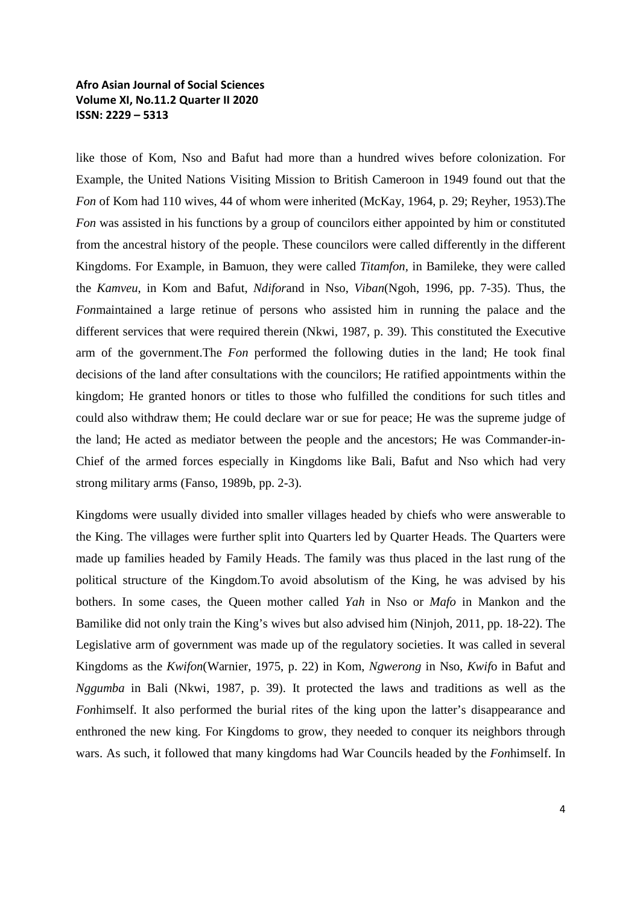like those of Kom, Nso and Bafut had more than a hundred wives before colonization. For Example, the United Nations Visiting Mission to British Cameroon in 1949 found out that the *Fon* of Kom had 110 wives, 44 of whom were inherited (McKay, 1964, p. 29; Reyher, 1953).The *Fon* was assisted in his functions by a group of councilors either appointed by him or constituted from the ancestral history of the people. These councilors were called differently in the different Kingdoms. For Example, in Bamuon, they were called *Titamfon*, in Bamileke, they were called the *Kamveu*, in Kom and Bafut, *Ndifor*and in Nso, *Viban*(Ngoh, 1996, pp. 7-35). Thus, the *Fon*maintained a large retinue of persons who assisted him in running the palace and the different services that were required therein (Nkwi, 1987, p. 39). This constituted the Executive arm of the government.The *Fon* performed the following duties in the land; He took final decisions of the land after consultations with the councilors; He ratified appointments within the kingdom; He granted honors or titles to those who fulfilled the conditions for such titles and could also withdraw them; He could declare war or sue for peace; He was the supreme judge of the land; He acted as mediator between the people and the ancestors; He was Commander-in-Chief of the armed forces especially in Kingdoms like Bali, Bafut and Nso which had very strong military arms (Fanso, 1989b, pp. 2-3).

Kingdoms were usually divided into smaller villages headed by chiefs who were answerable to the King. The villages were further split into Quarters led by Quarter Heads. The Quarters were made up families headed by Family Heads. The family was thus placed in the last rung of the political structure of the Kingdom.To avoid absolutism of the King, he was advised by his bothers. In some cases, the Queen mother called *Yah* in Nso or *Mafo* in Mankon and the Bamilike did not only train the King's wives but also advised him (Ninjoh, 2011, pp. 18-22). The Legislative arm of government was made up of the regulatory societies. It was called in several Kingdoms as the *Kwifon*(Warnier, 1975, p. 22) in Kom, *Ngwerong* in Nso, *Kwif*o in Bafut and *Nggumba* in Bali (Nkwi, 1987, p. 39). It protected the laws and traditions as well as the *Fon*himself. It also performed the burial rites of the king upon the latter's disappearance and enthroned the new king. For Kingdoms to grow, they needed to conquer its neighbors through wars. As such, it followed that many kingdoms had War Councils headed by the *Fon*himself. In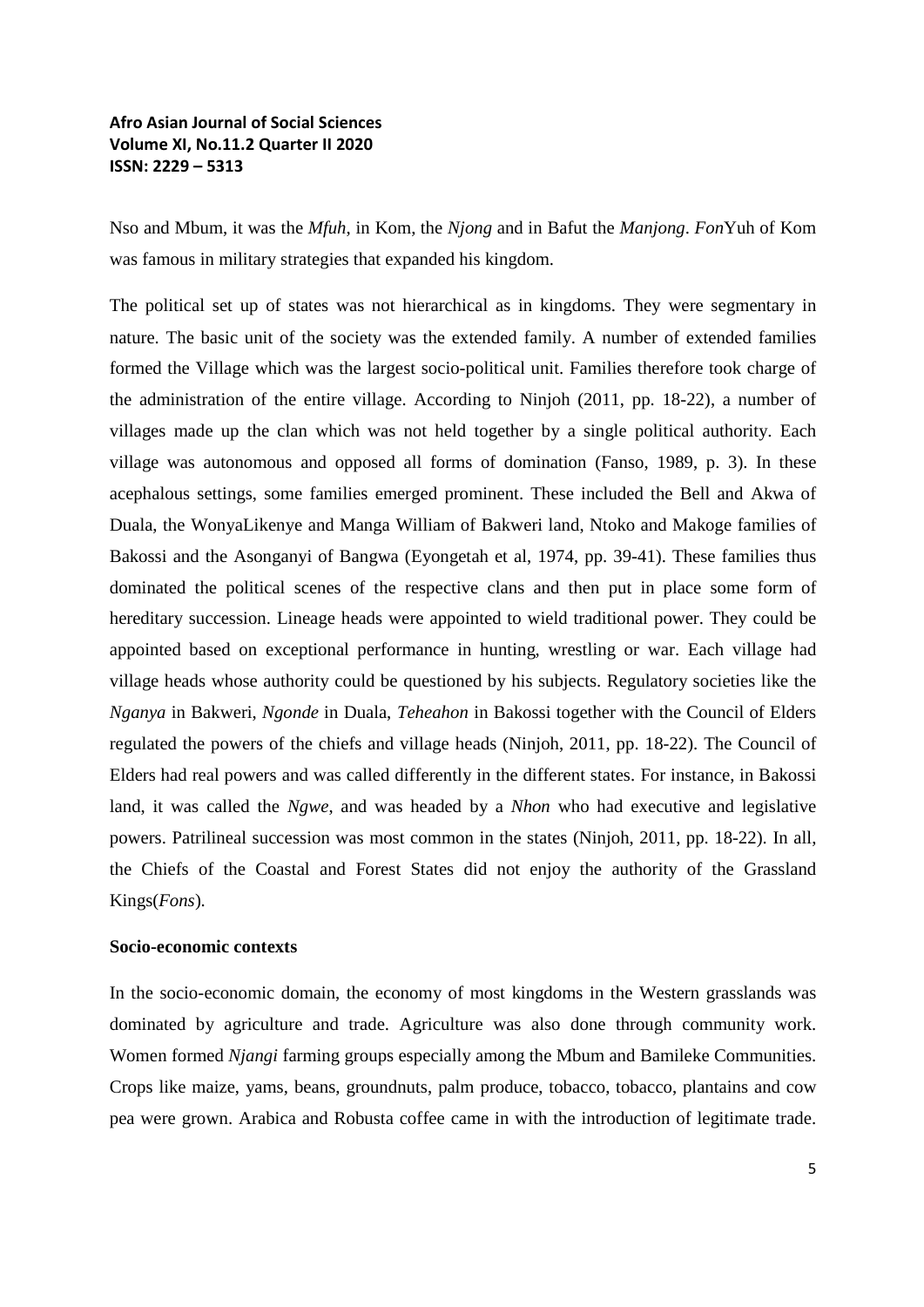Nso and Mbum, it was the *Mfuh*, in Kom, the *Njong* and in Bafut the *Manjong*. *Fon*Yuh of Kom was famous in military strategies that expanded his kingdom.

The political set up of states was not hierarchical as in kingdoms. They were segmentary in nature. The basic unit of the society was the extended family. A number of extended families formed the Village which was the largest socio-political unit. Families therefore took charge of the administration of the entire village. According to Ninjoh (2011, pp. 18-22), a number of villages made up the clan which was not held together by a single political authority. Each village was autonomous and opposed all forms of domination (Fanso, 1989, p. 3). In these acephalous settings, some families emerged prominent. These included the Bell and Akwa of Duala, the WonyaLikenye and Manga William of Bakweri land, Ntoko and Makoge families of Bakossi and the Asonganyi of Bangwa (Eyongetah et al, 1974, pp. 39-41). These families thus dominated the political scenes of the respective clans and then put in place some form of hereditary succession. Lineage heads were appointed to wield traditional power. They could be appointed based on exceptional performance in hunting, wrestling or war. Each village had village heads whose authority could be questioned by his subjects. Regulatory societies like the *Nganya* in Bakweri, *Ngonde* in Duala, *Teheahon* in Bakossi together with the Council of Elders regulated the powers of the chiefs and village heads (Ninjoh, 2011, pp. 18-22). The Council of Elders had real powers and was called differently in the different states. For instance, in Bakossi land, it was called the *Ngwe*, and was headed by a *Nhon* who had executive and legislative powers. Patrilineal succession was most common in the states (Ninjoh, 2011, pp. 18-22). In all, the Chiefs of the Coastal and Forest States did not enjoy the authority of the Grassland Kings(*Fons*).

**Socio-economic contexts**

In the socio-economic domain, the economy of most kingdoms in the Western grasslands was dominated by agriculture and trade. Agriculture was also done through community work. Women formed *Njangi* farming groups especially among the Mbum and Bamileke Communities. Crops like maize, yams, beans, groundnuts, palm produce, tobacco, tobacco, plantains and cow pea were grown. Arabica and Robusta coffee came in with the introduction of legitimate trade.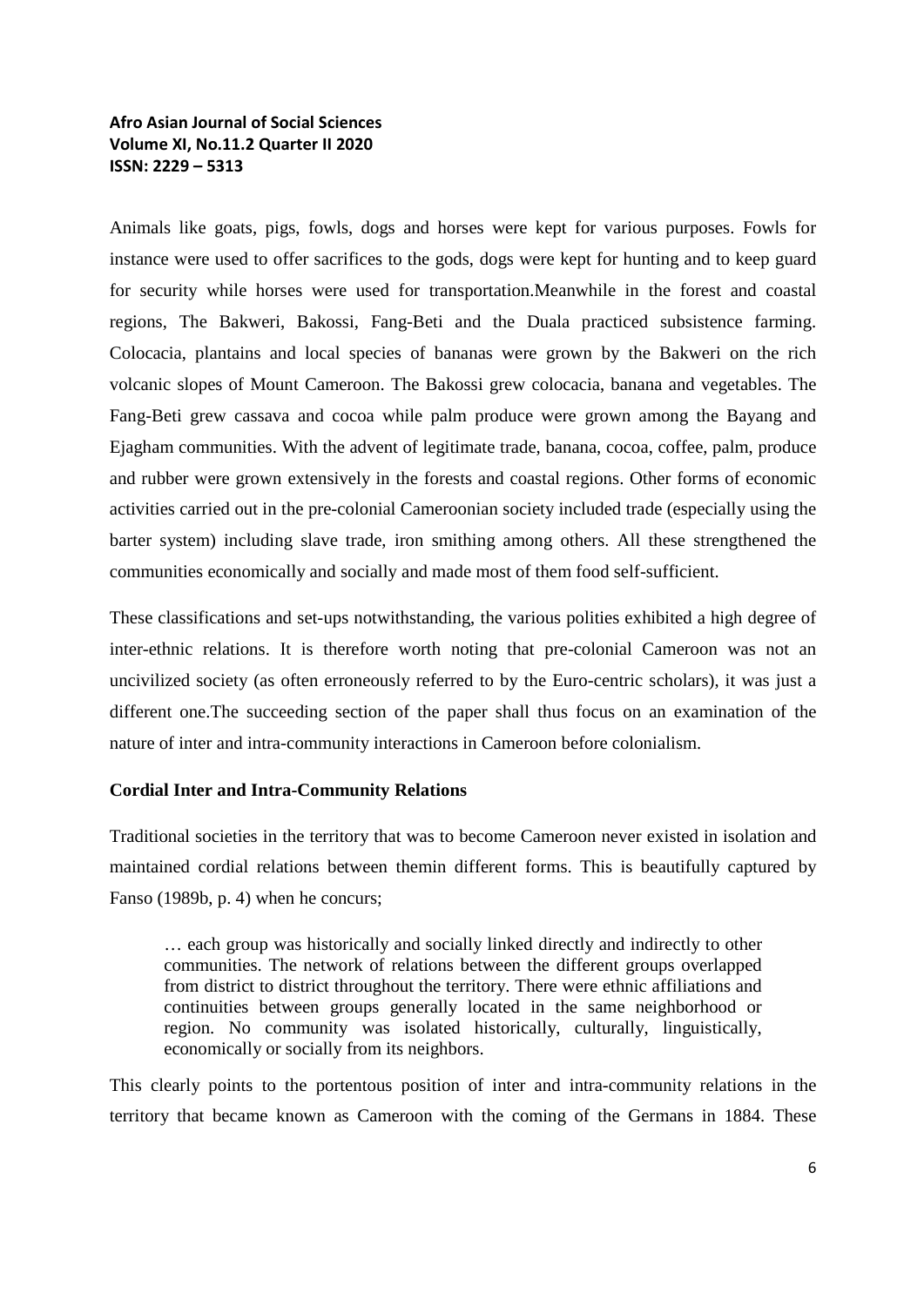Animals like goats, pigs, fowls, dogs and horses were kept for various purposes. Fowls for instance were used to offer sacrifices to the gods, dogs were kept for hunting and to keep guard for security while horses were used for transportation.Meanwhile in the forest and coastal regions, The Bakweri, Bakossi, Fang-Beti and the Duala practiced subsistence farming. Colocacia, plantains and local species of bananas were grown by the Bakweri on the rich volcanic slopes of Mount Cameroon. The Bakossi grew colocacia, banana and vegetables. The Fang-Beti grew cassava and cocoa while palm produce were grown among the Bayang and Ejagham communities. With the advent of legitimate trade, banana, cocoa, coffee, palm, produce and rubber were grown extensively in the forests and coastal regions. Other forms of economic activities carried out in the pre-colonial Cameroonian society included trade (especially using the barter system) including slave trade, iron smithing among others. All these strengthened the communities economically and socially and made most of them food self-sufficient.

These classifications and set-ups notwithstanding, the various polities exhibited a high degree of inter-ethnic relations. It is therefore worth noting that pre-colonial Cameroon was not an uncivilized society (as often erroneously referred to by the Euro-centric scholars), it was just a different one.The succeeding section of the paper shall thus focus on an examination of the nature of inter and intra-community interactions in Cameroon before colonialism.

**Cordial Inter and Intra-Community Relations**

Traditional societies in the territory that was to become Cameroon never existed in isolation and maintained cordial relations between themin different forms. This is beautifully captured by Fanso (1989b, p. 4) when he concurs;

> … each group was historically and socially linked directly and indirectly to other communities. The network of relations between the different groups overlapped from district to district throughout the territory. There were ethnic affiliations and continuities between groups generally located in the same neighborhood or region. No community was isolated historically, culturally, linguistically, economically or socially from its neighbors.

This clearly points to the portentous position of inter and intra-community relations in the territory that became known as Cameroon with the coming of the Germans in 1884. These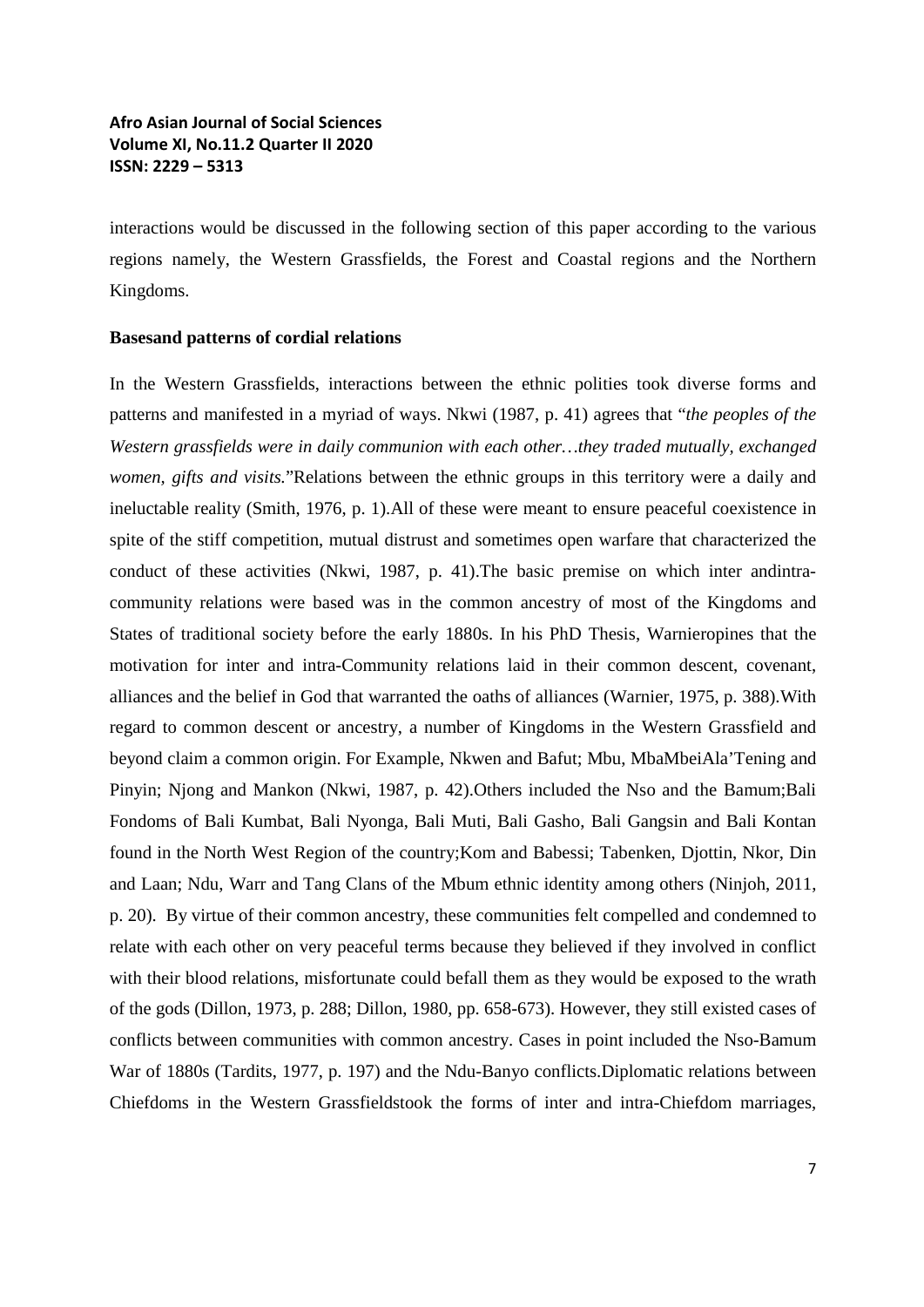interactions would be discussed in the following section of this paper according to the various regions namely, the Western Grassfields, the Forest and Coastal regions and the Northern Kingdoms.

**Basesand patterns of cordial relations**

In the Western Grassfields, interactions between the ethnic polities took diverse forms and patterns and manifested in a myriad of ways. Nkwi (1987, p. 41) agrees that "*the peoples of the Western grassfields were in daily communion with each other…they traded mutually, exchanged women, gifts and visits.*"Relations between the ethnic groups in this territory were a daily and ineluctable reality (Smith, 1976, p. 1).All of these were meant to ensure peaceful coexistence in spite of the stiff competition, mutual distrust and sometimes open warfare that characterized the conduct of these activities (Nkwi, 1987, p. 41).The basic premise on which inter andintra-community relations were based was in the common ancestry of most of the Kingdoms and States of traditional society before the early 1880s. In his PhD Thesis, Warnieropines that the motivation for inter and intra-Community relations laid in their common descent, covenant, alliances and the belief in God that warranted the oaths of alliances (Warnier, 1975, p. 388).With regard to common descent or ancestry, a number of Kingdoms in the Western Grassfield and beyond claim a common origin. For Example, Nkwen and Bafut; Mbu, MbaMbeiAla'Tening and Pinyin; Njong and Mankon (Nkwi, 1987, p. 42).Others included the Nso and the Bamum;Bali Fondoms of Bali Kumbat, Bali Nyonga, Bali Muti, Bali Gasho, Bali Gangsin and Bali Kontan found in the North West Region of the country;Kom and Babessi; Tabenken, Djottin, Nkor, Din and Laan; Ndu, Warr and Tang Clans of the Mbum ethnic identity among others (Ninjoh, 2011, p. 20). By virtue of their common ancestry, these communities felt compelled and condemned to relate with each other on very peaceful terms because they believed if they involved in conflict with their blood relations, misfortunate could befall them as they would be exposed to the wrath of the gods (Dillon, 1973, p. 288; Dillon, 1980, pp. 658-673). However, they still existed cases of conflicts between communities with common ancestry. Cases in point included the Nso-Bamum War of 1880s (Tardits, 1977, p. 197) and the Ndu-Banyo conflicts.Diplomatic relations between Chiefdoms in the Western Grassfieldstook the forms of inter and intra-Chiefdom marriages,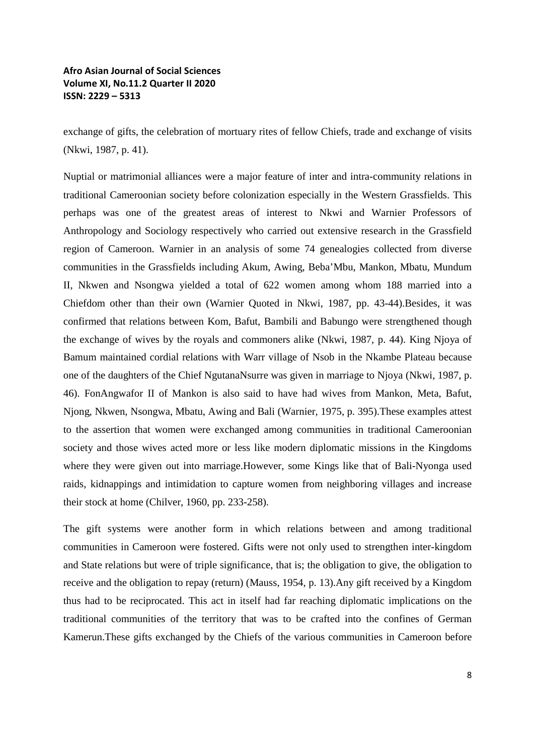exchange of gifts, the celebration of mortuary rites of fellow Chiefs, trade and exchange of visits (Nkwi, 1987, p. 41).

Nuptial or matrimonial alliances were a major feature of inter and intra-community relations in traditional Cameroonian society before colonization especially in the Western Grassfields. This perhaps was one of the greatest areas of interest to Nkwi and Warnier Professors of Anthropology and Sociology respectively who carried out extensive research in the Grassfield region of Cameroon. Warnier in an analysis of some 74 genealogies collected from diverse communities in the Grassfields including Akum, Awing, Beba'Mbu, Mankon, Mbatu, Mundum II, Nkwen and Nsongwa yielded a total of 622 women among whom 188 married into a Chiefdom other than their own (Warnier Quoted in Nkwi, 1987, pp. 43-44).Besides, it was confirmed that relations between Kom, Bafut, Bambili and Babungo were strengthened though the exchange of wives by the royals and commoners alike (Nkwi, 1987, p. 44). King Njoya of Bamum maintained cordial relations with Warr village of Nsob in the Nkambe Plateau because one of the daughters of the Chief NgutanaNsurre was given in marriage to Njoya (Nkwi, 1987, p. 46). FonAngwafor II of Mankon is also said to have had wives from Mankon, Meta, Bafut, Njong, Nkwen, Nsongwa, Mbatu, Awing and Bali (Warnier, 1975, p. 395).These examples attest to the assertion that women were exchanged among communities in traditional Cameroonian society and those wives acted more or less like modern diplomatic missions in the Kingdoms where they were given out into marriage.However, some Kings like that of Bali-Nyonga used raids, kidnappings and intimidation to capture women from neighboring villages and increase their stock at home (Chilver, 1960, pp. 233-258).

The gift systems were another form in which relations between and among traditional communities in Cameroon were fostered. Gifts were not only used to strengthen inter-kingdom and State relations but were of triple significance, that is; the obligation to give, the obligation to receive and the obligation to repay (return) (Mauss, 1954, p. 13).Any gift received by a Kingdom thus had to be reciprocated. This act in itself had far reaching diplomatic implications on the traditional communities of the territory that was to be crafted into the confines of German Kamerun.These gifts exchanged by the Chiefs of the various communities in Cameroon before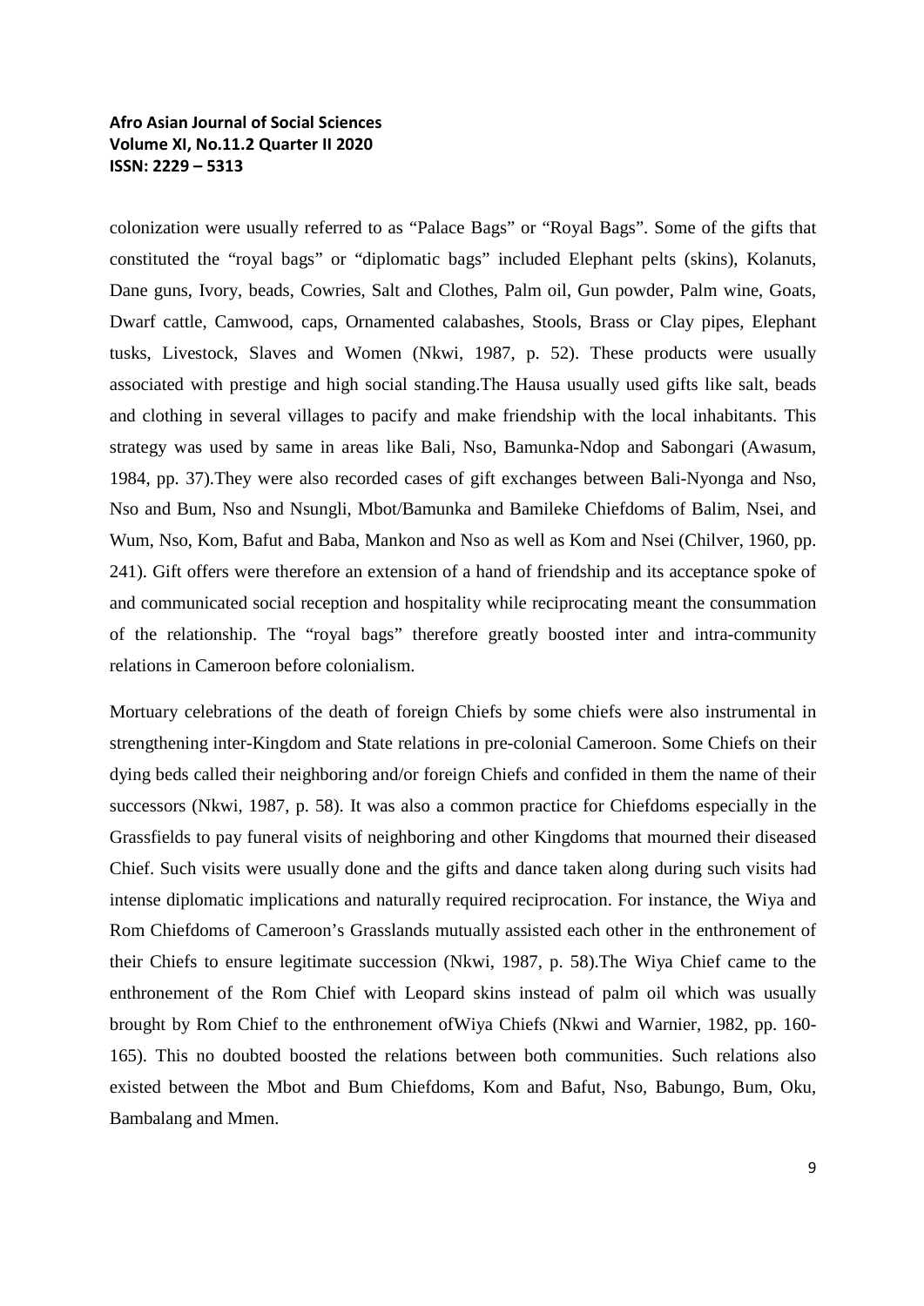colonization were usually referred to as "Palace Bags" or "Royal Bags". Some of the gifts that constituted the "royal bags" or "diplomatic bags" included Elephant pelts (skins), Kolanuts, Dane guns, Ivory, beads, Cowries, Salt and Clothes, Palm oil, Gun powder, Palm wine, Goats, Dwarf cattle, Camwood, caps, Ornamented calabashes, Stools, Brass or Clay pipes, Elephant tusks, Livestock, Slaves and Women (Nkwi, 1987, p. 52). These products were usually associated with prestige and high social standing.The Hausa usually used gifts like salt, beads and clothing in several villages to pacify and make friendship with the local inhabitants. This strategy was used by same in areas like Bali, Nso, Bamunka-Ndop and Sabongari (Awasum, 1984, pp. 37).They were also recorded cases of gift exchanges between Bali-Nyonga and Nso, Nso and Bum, Nso and Nsungli, Mbot/Bamunka and Bamileke Chiefdoms of Balim, Nsei, and Wum, Nso, Kom, Bafut and Baba, Mankon and Nso as well as Kom and Nsei (Chilver, 1960, pp. 241). Gift offers were therefore an extension of a hand of friendship and its acceptance spoke of and communicated social reception and hospitality while reciprocating meant the consummation of the relationship. The "royal bags" therefore greatly boosted inter and intra-community relations in Cameroon before colonialism.

Mortuary celebrations of the death of foreign Chiefs by some chiefs were also instrumental in strengthening inter-Kingdom and State relations in pre-colonial Cameroon. Some Chiefs on their dying beds called their neighboring and/or foreign Chiefs and confided in them the name of their successors (Nkwi, 1987, p. 58). It was also a common practice for Chiefdoms especially in the Grassfields to pay funeral visits of neighboring and other Kingdoms that mourned their diseased Chief. Such visits were usually done and the gifts and dance taken along during such visits had intense diplomatic implications and naturally required reciprocation. For instance, the Wiya and Rom Chiefdoms of Cameroon's Grasslands mutually assisted each other in the enthronement of their Chiefs to ensure legitimate succession (Nkwi, 1987, p. 58).The Wiya Chief came to the enthronement of the Rom Chief with Leopard skins instead of palm oil which was usually brought by Rom Chief to the enthronement ofWiya Chiefs (Nkwi and Warnier, 1982, pp. 160-165). This no doubted boosted the relations between both communities. Such relations also existed between the Mbot and Bum Chiefdoms, Kom and Bafut, Nso, Babungo, Bum, Oku, Bambalang and Mmen.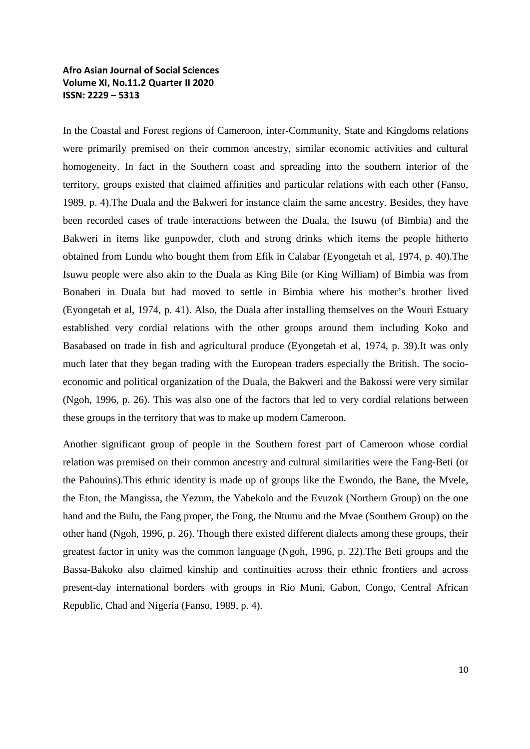In the Coastal and Forest regions of Cameroon, inter-Community, State and Kingdoms relations were primarily premised on their common ancestry, similar economic activities and cultural homogeneity. In fact in the Southern coast and spreading into the southern interior of the territory, groups existed that claimed affinities and particular relations with each other (Fanso, 1989, p. 4).The Duala and the Bakweri for instance claim the same ancestry. Besides, they have been recorded cases of trade interactions between the Duala, the Isuwu (of Bimbia) and the Bakweri in items like gunpowder, cloth and strong drinks which items the people hitherto obtained from Lundu who bought them from Efik in Calabar (Eyongetah et al, 1974, p. 40).The Isuwu people were also akin to the Duala as King Bile (or King William) of Bimbia was from Bonaberi in Duala but had moved to settle in Bimbia where his mother's brother lived (Eyongetah et al, 1974, p. 41). Also, the Duala after installing themselves on the Wouri Estuary established very cordial relations with the other groups around them including Koko and Basabased on trade in fish and agricultural produce (Eyongetah et al, 1974, p. 39).It was only much later that they began trading with the European traders especially the British. The socio-economic and political organization of the Duala, the Bakweri and the Bakossi were very similar (Ngoh, 1996, p. 26). This was also one of the factors that led to very cordial relations between these groups in the territory that was to make up modern Cameroon.

Another significant group of people in the Southern forest part of Cameroon whose cordial relation was premised on their common ancestry and cultural similarities were the Fang-Beti (or the Pahouins).This ethnic identity is made up of groups like the Ewondo, the Bane, the Mvele, the Eton, the Mangissa, the Yezum, the Yabekolo and the Evuzok (Northern Group) on the one hand and the Bulu, the Fang proper, the Fong, the Ntumu and the Mvae (Southern Group) on the other hand (Ngoh, 1996, p. 26). Though there existed different dialects among these groups, their greatest factor in unity was the common language (Ngoh, 1996, p. 22).The Beti groups and the Bassa-Bakoko also claimed kinship and continuities across their ethnic frontiers and across present-day international borders with groups in Rio Muni, Gabon, Congo, Central African Republic, Chad and Nigeria (Fanso, 1989, p. 4).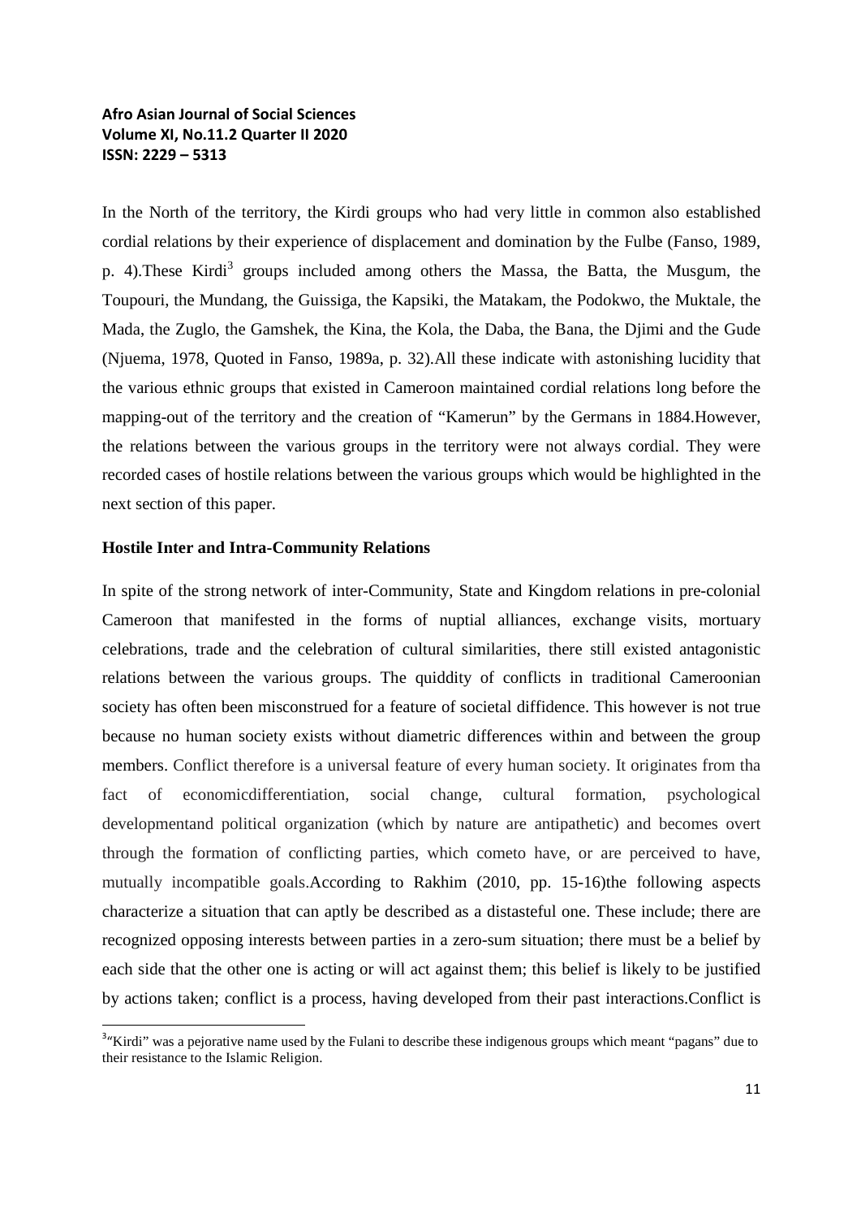In the North of the territory, the Kirdi groups who had very little in common also established cordial relations by their experience of displacement and domination by the Fulbe (Fanso, 1989, p. 4).These Kirdi[3] groups included among others the Massa, the Batta, the Musgum, the Toupouri, the Mundang, the Guissiga, the Kapsiki, the Matakam, the Podokwo, the Muktale, the Mada, the Zuglo, the Gamshek, the Kina, the Kola, the Daba, the Bana, the Djimi and the Gude (Njuema, 1978, Quoted in Fanso, 1989a, p. 32).All these indicate with astonishing lucidity that the various ethnic groups that existed in Cameroon maintained cordial relations long before the mapping-out of the territory and the creation of "Kamerun" by the Germans in 1884.However, the relations between the various groups in the territory were not always cordial. They were recorded cases of hostile relations between the various groups which would be highlighted in the next section of this paper.

**Hostile Inter and Intra-Community Relations**

In spite of the strong network of inter-Community, State and Kingdom relations in pre-colonial Cameroon that manifested in the forms of nuptial alliances, exchange visits, mortuary celebrations, trade and the celebration of cultural similarities, there still existed antagonistic relations between the various groups. The quiddity of conflicts in traditional Cameroonian society has often been misconstrued for a feature of societal diffidence. This however is not true because no human society exists without diametric differences within and between the group members. Conflict therefore is a universal feature of every human society. It originates from tha fact of economicdifferentiation, social change, cultural formation, psychological developmentand political organization (which by nature are antipathetic) and becomes overt through the formation of conflicting parties, which cometo have, or are perceived to have, mutually incompatible goals.According to Rakhim (2010, pp. 15-16)the following aspects characterize a situation that can aptly be described as a distasteful one. These include; there are recognized opposing interests between parties in a zero-sum situation; there must be a belief by each side that the other one is acting or will act against them; this belief is likely to be justified by actions taken; conflict is a process, having developed from their past interactions.Conflict is

[3]"Kirdi" was a pejorative name used by the Fulani to describe these indigenous groups which meant "pagans" due to their resistance to the Islamic Religion.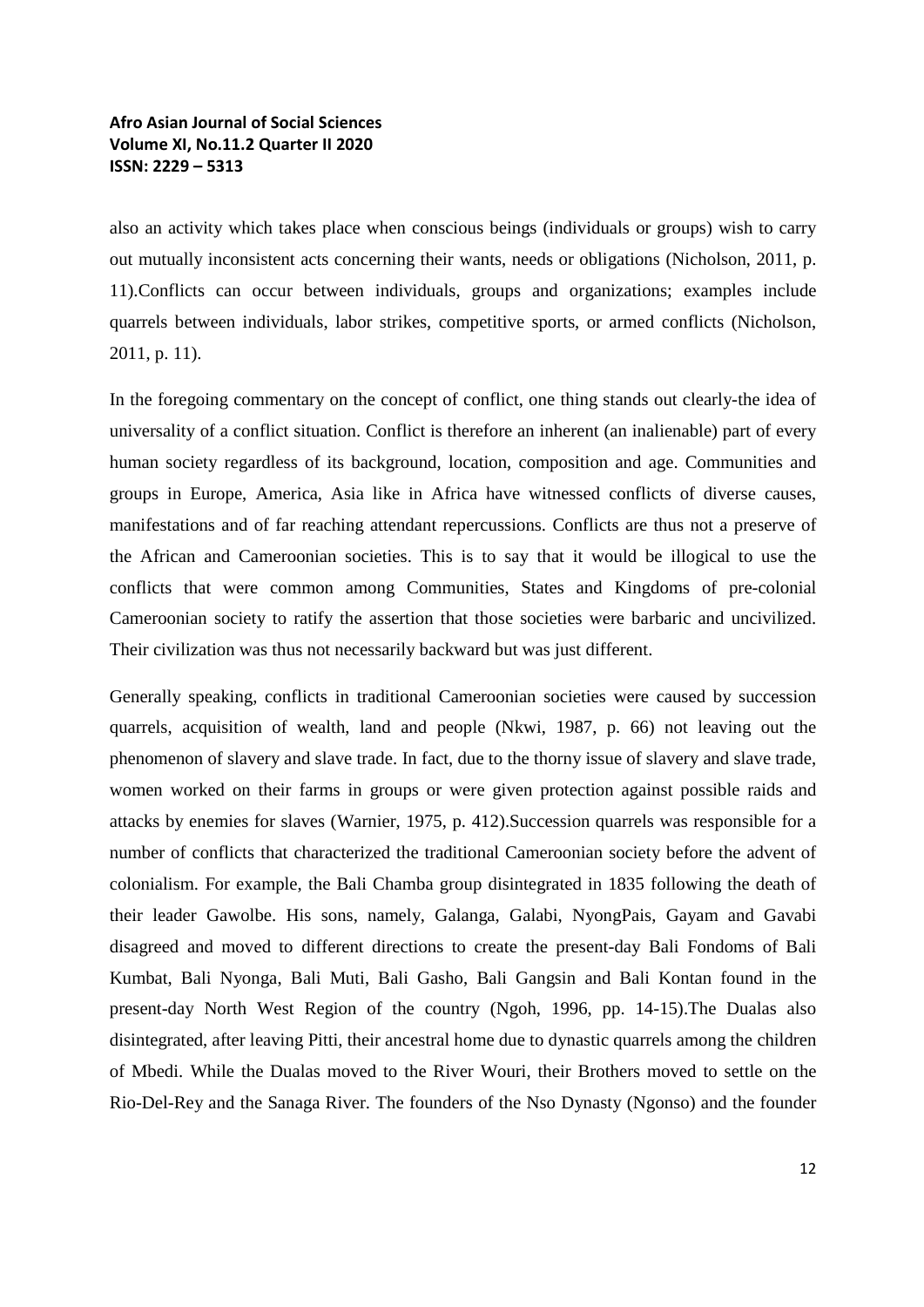also an activity which takes place when conscious beings (individuals or groups) wish to carry out mutually inconsistent acts concerning their wants, needs or obligations (Nicholson, 2011, p. 11).Conflicts can occur between individuals, groups and organizations; examples include quarrels between individuals, labor strikes, competitive sports, or armed conflicts (Nicholson, 2011, p. 11).

In the foregoing commentary on the concept of conflict, one thing stands out clearly-the idea of universality of a conflict situation. Conflict is therefore an inherent (an inalienable) part of every human society regardless of its background, location, composition and age. Communities and groups in Europe, America, Asia like in Africa have witnessed conflicts of diverse causes, manifestations and of far reaching attendant repercussions. Conflicts are thus not a preserve of the African and Cameroonian societies. This is to say that it would be illogical to use the conflicts that were common among Communities, States and Kingdoms of pre-colonial Cameroonian society to ratify the assertion that those societies were barbaric and uncivilized. Their civilization was thus not necessarily backward but was just different.

Generally speaking, conflicts in traditional Cameroonian societies were caused by succession quarrels, acquisition of wealth, land and people (Nkwi, 1987, p. 66) not leaving out the phenomenon of slavery and slave trade. In fact, due to the thorny issue of slavery and slave trade, women worked on their farms in groups or were given protection against possible raids and attacks by enemies for slaves (Warnier, 1975, p. 412).Succession quarrels was responsible for a number of conflicts that characterized the traditional Cameroonian society before the advent of colonialism. For example, the Bali Chamba group disintegrated in 1835 following the death of their leader Gawolbe. His sons, namely, Galanga, Galabi, NyongPais, Gayam and Gavabi disagreed and moved to different directions to create the present-day Bali Fondoms of Bali Kumbat, Bali Nyonga, Bali Muti, Bali Gasho, Bali Gangsin and Bali Kontan found in the present-day North West Region of the country (Ngoh, 1996, pp. 14-15).The Dualas also disintegrated, after leaving Pitti, their ancestral home due to dynastic quarrels among the children of Mbedi. While the Dualas moved to the River Wouri, their Brothers moved to settle on the Rio-Del-Rey and the Sanaga River. The founders of the Nso Dynasty (Ngonso) and the founder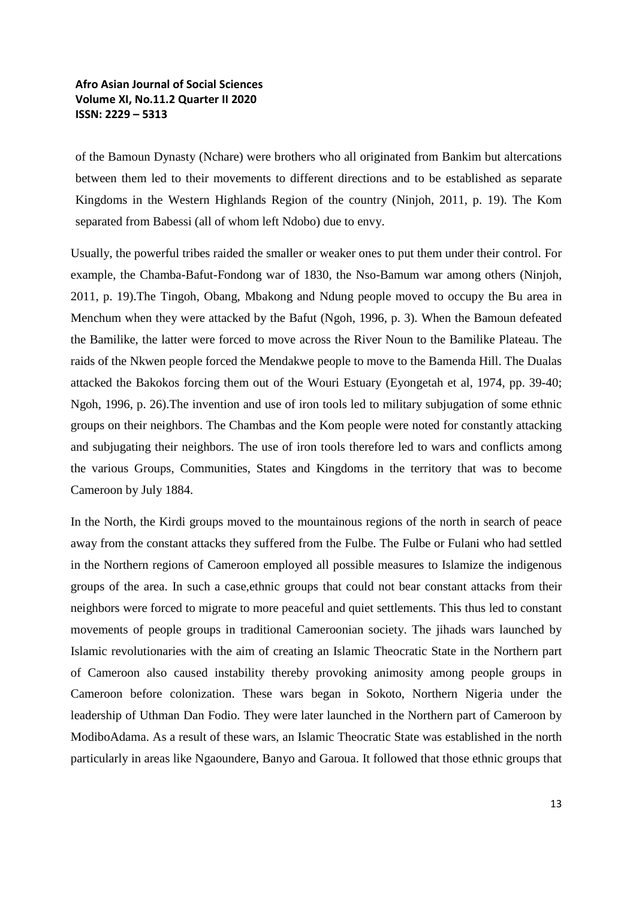of the Bamoun Dynasty (Nchare) were brothers who all originated from Bankim but altercations between them led to their movements to different directions and to be established as separate Kingdoms in the Western Highlands Region of the country (Ninjoh, 2011, p. 19). The Kom separated from Babessi (all of whom left Ndobo) due to envy.

Usually, the powerful tribes raided the smaller or weaker ones to put them under their control. For example, the Chamba-Bafut-Fondong war of 1830, the Nso-Bamum war among others (Ninjoh, 2011, p. 19).The Tingoh, Obang, Mbakong and Ndung people moved to occupy the Bu area in Menchum when they were attacked by the Bafut (Ngoh, 1996, p. 3). When the Bamoun defeated the Bamilike, the latter were forced to move across the River Noun to the Bamilike Plateau. The raids of the Nkwen people forced the Mendakwe people to move to the Bamenda Hill. The Dualas attacked the Bakokos forcing them out of the Wouri Estuary (Eyongetah et al, 1974, pp. 39-40; Ngoh, 1996, p. 26).The invention and use of iron tools led to military subjugation of some ethnic groups on their neighbors. The Chambas and the Kom people were noted for constantly attacking and subjugating their neighbors. The use of iron tools therefore led to wars and conflicts among the various Groups, Communities, States and Kingdoms in the territory that was to become Cameroon by July 1884.

In the North, the Kirdi groups moved to the mountainous regions of the north in search of peace away from the constant attacks they suffered from the Fulbe. The Fulbe or Fulani who had settled in the Northern regions of Cameroon employed all possible measures to Islamize the indigenous groups of the area. In such a case,ethnic groups that could not bear constant attacks from their neighbors were forced to migrate to more peaceful and quiet settlements. This thus led to constant movements of people groups in traditional Cameroonian society. The jihads wars launched by Islamic revolutionaries with the aim of creating an Islamic Theocratic State in the Northern part of Cameroon also caused instability thereby provoking animosity among people groups in Cameroon before colonization. These wars began in Sokoto, Northern Nigeria under the leadership of Uthman Dan Fodio. They were later launched in the Northern part of Cameroon by ModiboAdama. As a result of these wars, an Islamic Theocratic State was established in the north particularly in areas like Ngaoundere, Banyo and Garoua. It followed that those ethnic groups that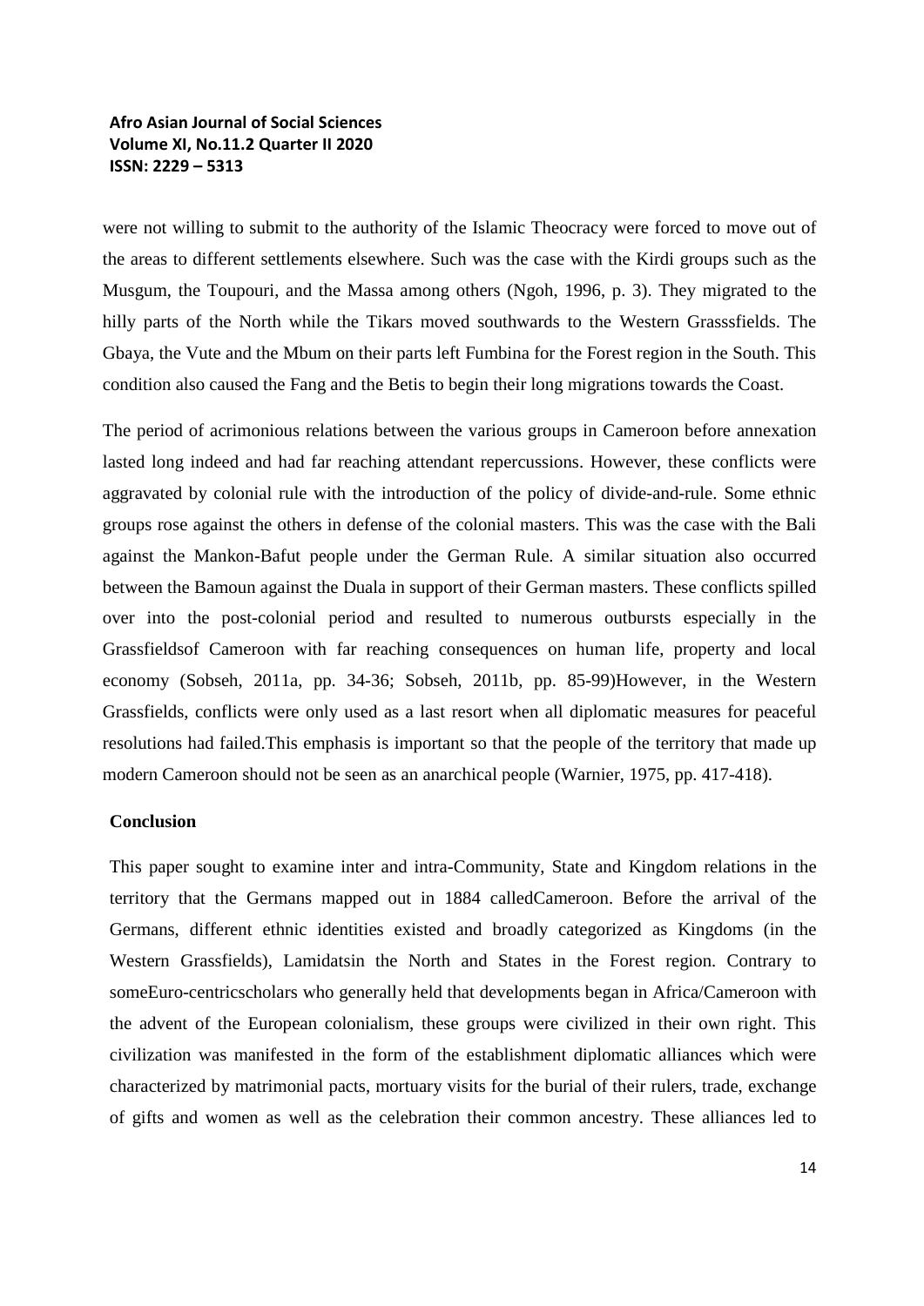were not willing to submit to the authority of the Islamic Theocracy were forced to move out of the areas to different settlements elsewhere. Such was the case with the Kirdi groups such as the Musgum, the Toupouri, and the Massa among others (Ngoh, 1996, p. 3). They migrated to the hilly parts of the North while the Tikars moved southwards to the Western Grasssfields. The Gbaya, the Vute and the Mbum on their parts left Fumbina for the Forest region in the South. This condition also caused the Fang and the Betis to begin their long migrations towards the Coast.

The period of acrimonious relations between the various groups in Cameroon before annexation lasted long indeed and had far reaching attendant repercussions. However, these conflicts were aggravated by colonial rule with the introduction of the policy of divide-and-rule. Some ethnic groups rose against the others in defense of the colonial masters. This was the case with the Bali against the Mankon-Bafut people under the German Rule. A similar situation also occurred between the Bamoun against the Duala in support of their German masters. These conflicts spilled over into the post-colonial period and resulted to numerous outbursts especially in the Grassfieldsof Cameroon with far reaching consequences on human life, property and local economy (Sobseh, 2011a, pp. 34-36; Sobseh, 2011b, pp. 85-99)However, in the Western Grassfields, conflicts were only used as a last resort when all diplomatic measures for peaceful resolutions had failed.This emphasis is important so that the people of the territory that made up modern Cameroon should not be seen as an anarchical people (Warnier, 1975, pp. 417-418).

## Conclusion

This paper sought to examine inter and intra-Community, State and Kingdom relations in the territory that the Germans mapped out in 1884 calledCameroon. Before the arrival of the Germans, different ethnic identities existed and broadly categorized as Kingdoms (in the Western Grassfields), Lamidatsin the North and States in the Forest region. Contrary to someEuro-centricscholars who generally held that developments began in Africa/Cameroon with the advent of the European colonialism, these groups were civilized in their own right. This civilization was manifested in the form of the establishment diplomatic alliances which were characterized by matrimonial pacts, mortuary visits for the burial of their rulers, trade, exchange of gifts and women as well as the celebration their common ancestry. These alliances led to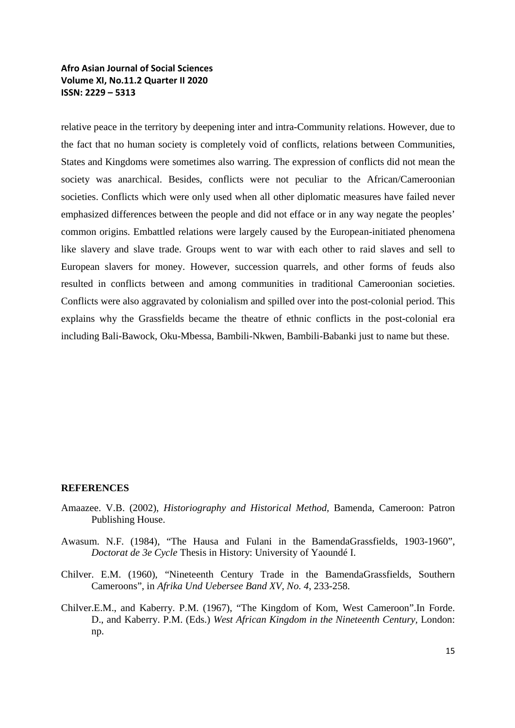relative peace in the territory by deepening inter and intra-Community relations. However, due to the fact that no human society is completely void of conflicts, relations between Communities, States and Kingdoms were sometimes also warring. The expression of conflicts did not mean the society was anarchical. Besides, conflicts were not peculiar to the African/Cameroonian societies. Conflicts which were only used when all other diplomatic measures have failed never emphasized differences between the people and did not efface or in any way negate the peoples' common origins. Embattled relations were largely caused by the European-initiated phenomena like slavery and slave trade. Groups went to war with each other to raid slaves and sell to European slavers for money. However, succession quarrels, and other forms of feuds also resulted in conflicts between and among communities in traditional Cameroonian societies. Conflicts were also aggravated by colonialism and spilled over into the post-colonial period. This explains why the Grassfields became the theatre of ethnic conflicts in the post-colonial era including Bali-Bawock, Oku-Mbessa, Bambili-Nkwen, Bambili-Babanki just to name but these.

## REFERENCES

Amaazee. V.B. (2002), *Historiography and Historical Method,* Bamenda, Cameroon: Patron Publishing House.

Awasum. N.F. (1984), "The Hausa and Fulani in the BamendaGrassfields, 1903-1960", *Doctorat de 3e Cycle* Thesis in History: University of Yaoundé I.

Chilver. E.M. (1960), "Nineteenth Century Trade in the BamendaGrassfields, Southern Cameroons", in *Afrika Und Uebersee Band XV, No. 4*, 233-258.

Chilver.E.M., and Kaberry. P.M. (1967), "The Kingdom of Kom, West Cameroon".In Forde. D., and Kaberry. P.M. (Eds.) *West African Kingdom in the Nineteenth Century,* London: np.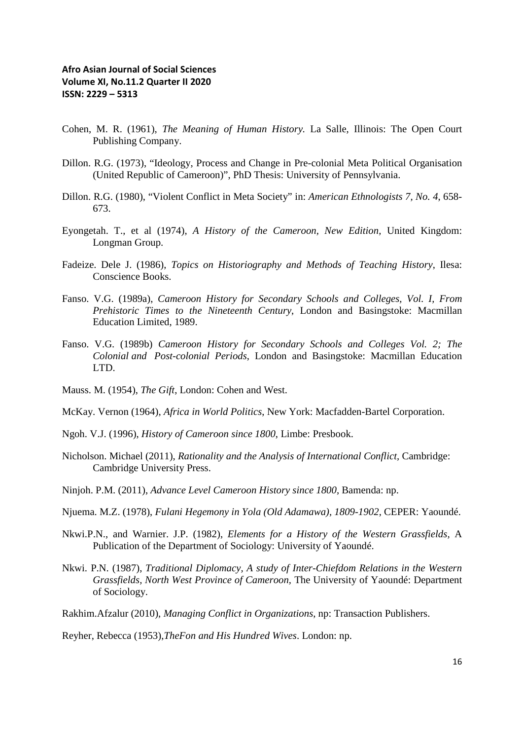Cohen, M. R. (1961), *The Meaning of Human History.* La Salle, Illinois: The Open Court Publishing Company.

Dillon. R.G. (1973), "Ideology, Process and Change in Pre-colonial Meta Political Organisation (United Republic of Cameroon)", PhD Thesis: University of Pennsylvania.

Dillon. R.G. (1980), "Violent Conflict in Meta Society" in: *American Ethnologists 7, No. 4*, 658-673.

Eyongetah. T., et al (1974), *A History of the Cameroon, New Edition*, United Kingdom: Longman Group.

Fadeize. Dele J. (1986), *Topics on Historiography and Methods of Teaching History*, Ilesa: Conscience Books.

Fanso. V.G. (1989a), *Cameroon History for Secondary Schools and Colleges, Vol. I, From Prehistoric Times to the Nineteenth Century*, London and Basingstoke: Macmillan Education Limited, 1989.

Fanso. V.G. (1989b) *Cameroon History for Secondary Schools and Colleges Vol. 2; The Colonial and Post-colonial Periods*, London and Basingstoke: Macmillan Education LTD.

Mauss. M. (1954), *The Gift*, London: Cohen and West.

McKay. Vernon (1964), *Africa in World Politics*, New York: Macfadden-Bartel Corporation.

Ngoh. V.J. (1996), *History of Cameroon since 1800*, Limbe: Presbook.

Nicholson. Michael (2011), *Rationality and the Analysis of International Conflict*, Cambridge: Cambridge University Press.

Ninjoh. P.M. (2011), *Advance Level Cameroon History since 1800*, Bamenda: np.

Njuema. M.Z. (1978), *Fulani Hegemony in Yola (Old Adamawa), 1809-1902*, CEPER: Yaoundé.

Nkwi.P.N., and Warnier. J.P. (1982), *Elements for a History of the Western Grassfields*, A Publication of the Department of Sociology: University of Yaoundé.

Nkwi. P.N. (1987), *Traditional Diplomacy, A study of Inter-Chiefdom Relations in the Western Grassfields, North West Province of Cameroon*, The University of Yaoundé: Department of Sociology.

Rakhim.Afzalur (2010), *Managing Conflict in Organizations*, np: Transaction Publishers.

Reyher, Rebecca (1953),*TheFon and His Hundred Wives*. London: np.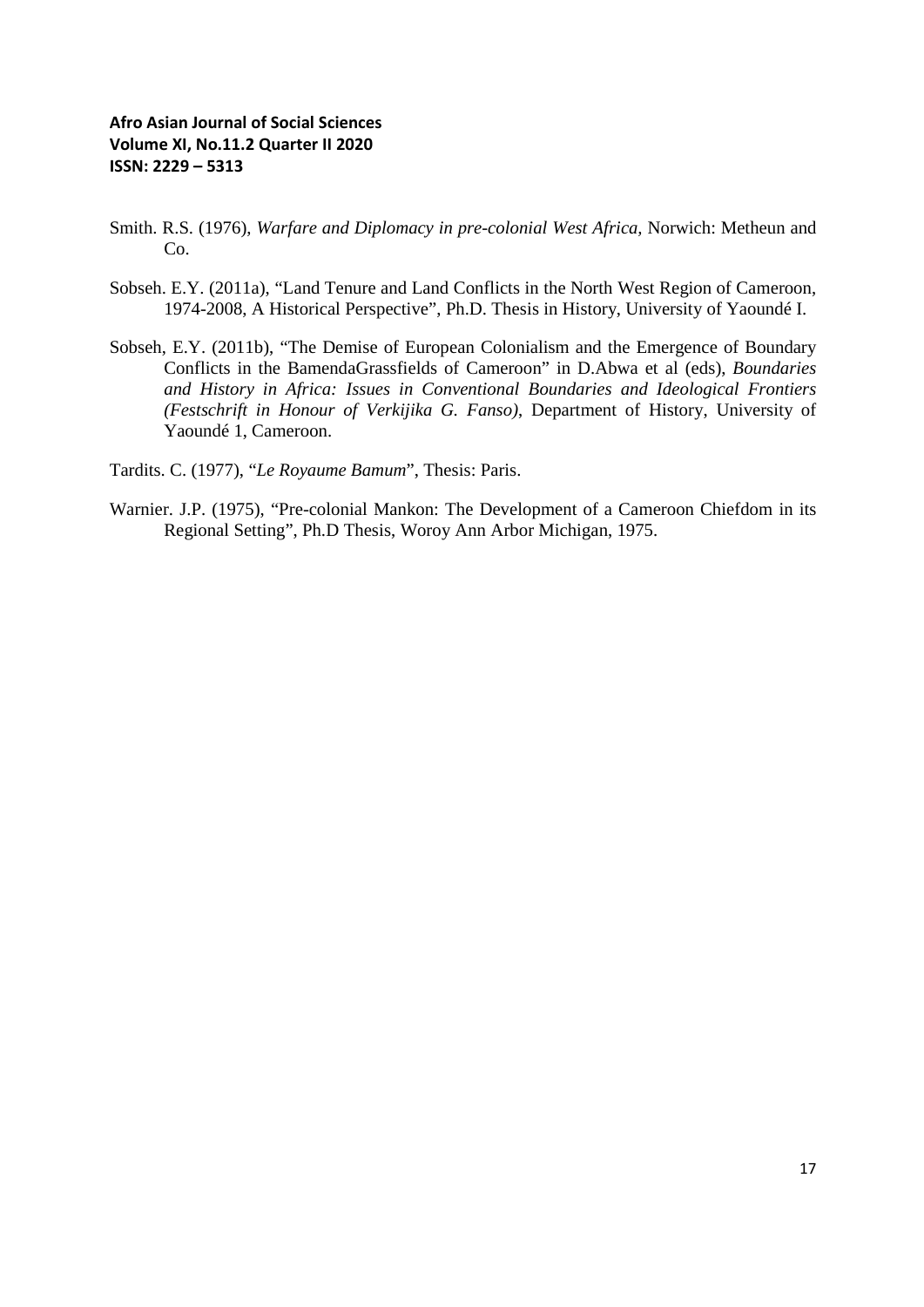Smith. R.S. (1976), *Warfare and Diplomacy in pre-colonial West Africa,* Norwich: Metheun and Co.

Sobseh. E.Y. (2011a), "Land Tenure and Land Conflicts in the North West Region of Cameroon, 1974-2008, A Historical Perspective", Ph.D. Thesis in History, University of Yaoundé I.

Sobseh, E.Y. (2011b), "The Demise of European Colonialism and the Emergence of Boundary Conflicts in the BamendaGrassfields of Cameroon" in D.Abwa et al (eds), *Boundaries and History in Africa: Issues in Conventional Boundaries and Ideological Frontiers (Festschrift in Honour of Verkijika G. Fanso)*, Department of History, University of Yaoundé 1, Cameroon.

Tardits. C. (1977), "*Le Royaume Bamum*", Thesis: Paris.

Warnier. J.P. (1975), "Pre-colonial Mankon: The Development of a Cameroon Chiefdom in its Regional Setting", Ph.D Thesis, Woroy Ann Arbor Michigan, 1975.